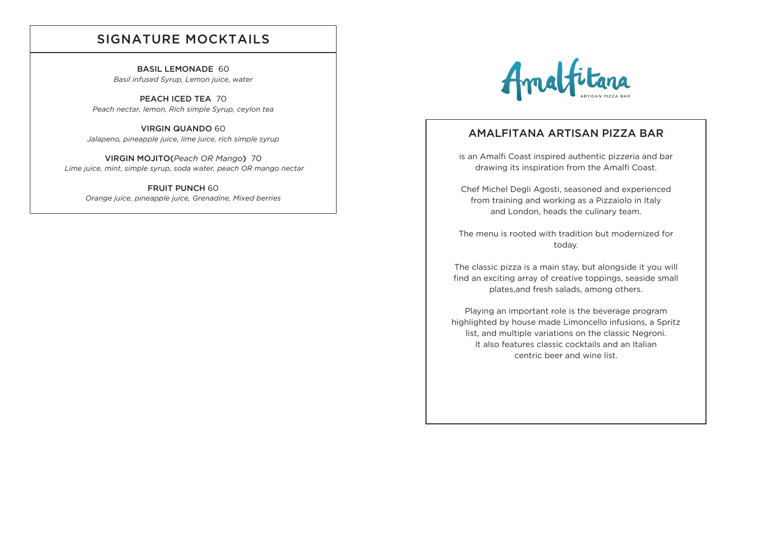## SIGNATURE MOCKTAILS

**BASIL LEMONADE** 60
*Basil infused Syrup, Lemon juice, water*

**PEACH ICED TEA** 70
*Peach nectar, lemon, Rich simple Syrup, ceylon tea*

**VIRGIN QUANDO** 60
*Jalapeno, pineapple juice, lime juice, rich simple syrup*

**VIRGIN MOJITO(***Peach OR Mango***)** 70
*Lime juice, mint, simple syrup, soda water, peach OR mango nectar*

**FRUIT PUNCH** 60
*Orange juice, pineapple juice, Grenadine, Mixed berries*

# Amalfitana

ARTISAN PIZZA BAR

## AMALFITANA ARTISAN PIZZA BAR

is an Amalfi Coast inspired authentic pizzeria and bar drawing its inspiration from the Amalfi Coast.

Chef Michel Degli Agosti, seasoned and experienced from training and working as a Pizzaiolo in Italy and London, heads the culinary team.

The menu is rooted with tradition but modernized for today.

The classic pizza is a main stay, but alongside it you will find an exciting array of creative toppings, seaside small plates,and fresh salads, among others.

Playing an important role is the beverage program highlighted by house made Limoncello infusions, a Spritz list, and multiple variations on the classic Negroni. It also features classic cocktails and an Italian centric beer and wine list.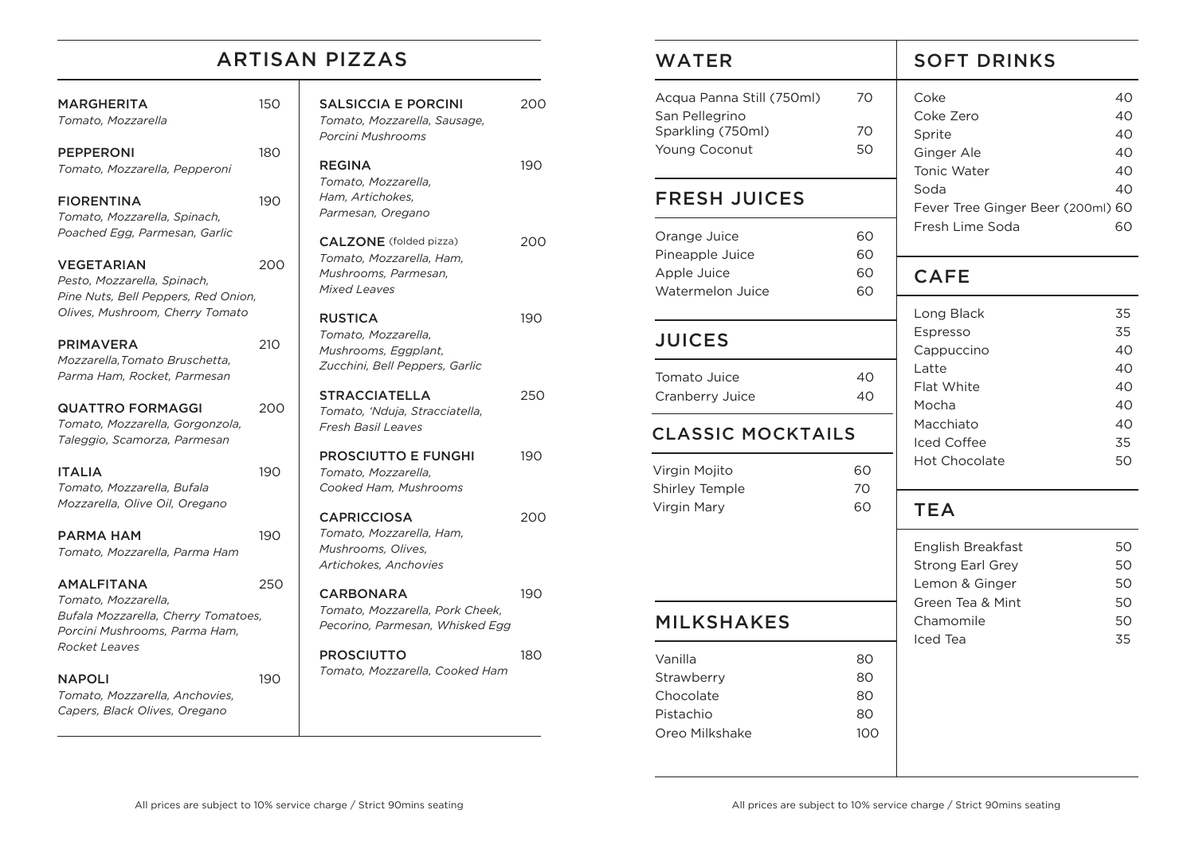## ARTISAN PIZZAS

**MARGHERITA** 150
*Tomato, Mozzarella*

**PEPPERONI** 180
*Tomato, Mozzarella, Pepperoni*

**FIORENTINA** 190
*Tomato, Mozzarella, Spinach, Poached Egg, Parmesan, Garlic*

**VEGETARIAN** 200
*Pesto, Mozzarella, Spinach, Pine Nuts, Bell Peppers, Red Onion, Olives, Mushroom, Cherry Tomato*

**PRIMAVERA** 210
*Mozzarella,Tomato Bruschetta, Parma Ham, Rocket, Parmesan*

**QUATTRO FORMAGGI** 200
*Tomato, Mozzarella, Gorgonzola, Taleggio, Scamorza, Parmesan*

**ITALIA** 190
*Tomato, Mozzarella, Bufala Mozzarella, Olive Oil, Oregano*

**PARMA HAM** 190
*Tomato, Mozzarella, Parma Ham*

**AMALFITANA** 250
*Tomato, Mozzarella, Bufala Mozzarella, Cherry Tomatoes, Porcini Mushrooms, Parma Ham, Rocket Leaves*

**NAPOLI** 190
*Tomato, Mozzarella, Anchovies, Capers, Black Olives, Oregano*

**SALSICCIA E PORCINI** 200
*Tomato, Mozzarella, Sausage, Porcini Mushrooms*

**REGINA** 190
*Tomato, Mozzarella, Ham, Artichokes, Parmesan, Oregano*

**CALZONE** (folded pizza) 200
*Tomato, Mozzarella, Ham, Mushrooms, Parmesan, Mixed Leaves*

**RUSTICA** 190
*Tomato, Mozzarella, Mushrooms, Eggplant, Zucchini, Bell Peppers, Garlic*

**STRACCIATELLA** 250
*Tomato, 'Nduja, Stracciatella, Fresh Basil Leaves*

**PROSCIUTTO E FUNGHI** 190
*Tomato, Mozzarella, Cooked Ham, Mushrooms*

**CAPRICCIOSA** 200
*Tomato, Mozzarella, Ham, Mushrooms, Olives, Artichokes, Anchovies*

**CARBONARA** 190
*Tomato, Mozzarella, Pork Cheek, Pecorino, Parmesan, Whisked Egg*

**PROSCIUTTO** 180
*Tomato, Mozzarella, Cooked Ham*

All prices are subject to 10% service charge / Strict 90mins seating

## WATER

| Item | Price |
|---|---|
| Acqua Panna Still (750ml) | 70 |
| San Pellegrino Sparkling (750ml) | 70 |
| Young Coconut | 50 |

## FRESH JUICES

| Item | Price |
|---|---|
| Orange Juice | 60 |
| Pineapple Juice | 60 |
| Apple Juice | 60 |
| Watermelon Juice | 60 |

## JUICES

| Item | Price |
|---|---|
| Tomato Juice | 40 |
| Cranberry Juice | 40 |

## CLASSIC MOCKTAILS

| Item | Price |
|---|---|
| Virgin Mojito | 60 |
| Shirley Temple | 70 |
| Virgin Mary | 60 |

## MILKSHAKES

| Item | Price |
|---|---|
| Vanilla | 80 |
| Strawberry | 80 |
| Chocolate | 80 |
| Pistachio | 80 |
| Oreo Milkshake | 100 |

## SOFT DRINKS

| Item | Price |
|---|---|
| Coke | 40 |
| Coke Zero | 40 |
| Sprite | 40 |
| Ginger Ale | 40 |
| Tonic Water | 40 |
| Soda | 40 |
| Fever Tree Ginger Beer (200ml) | 60 |
| Fresh Lime Soda | 60 |

## CAFE

| Item | Price |
|---|---|
| Long Black | 35 |
| Espresso | 35 |
| Cappuccino | 40 |
| Latte | 40 |
| Flat White | 40 |
| Mocha | 40 |
| Macchiato | 40 |
| Iced Coffee | 35 |
| Hot Chocolate | 50 |

## TEA

| Item | Price |
|---|---|
| English Breakfast | 50 |
| Strong Earl Grey | 50 |
| Lemon & Ginger | 50 |
| Green Tea & Mint | 50 |
| Chamomile | 50 |
| Iced Tea | 35 |

All prices are subject to 10% service charge / Strict 90mins seating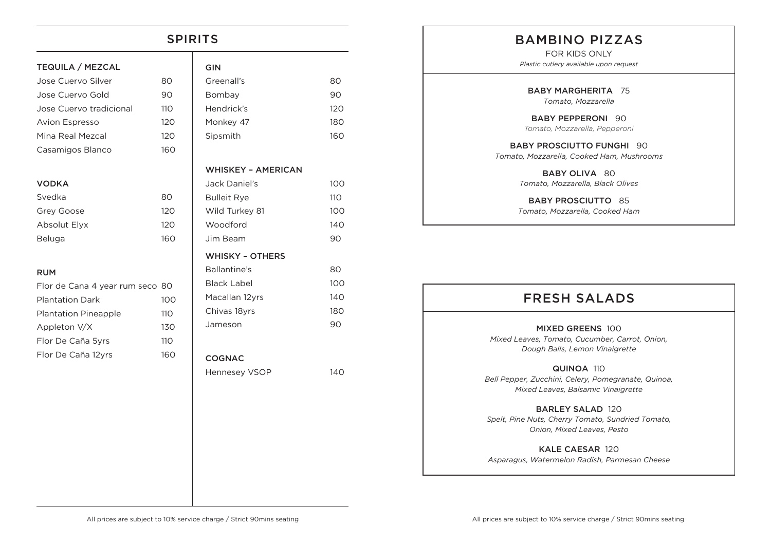# SPIRITS

### TEQUILA / MEZCAL

| Item | Price |
|---|---|
| Jose Cuervo Silver | 80 |
| Jose Cuervo Gold | 90 |
| Jose Cuervo tradicional | 110 |
| Avion Espresso | 120 |
| Mina Real Mezcal | 120 |
| Casamigos Blanco | 160 |

### VODKA

| Item | Price |
|---|---|
| Svedka | 80 |
| Grey Goose | 120 |
| Absolut Elyx | 120 |
| Beluga | 160 |

### RUM

| Item | Price |
|---|---|
| Flor de Cana 4 year rum seco | 80 |
| Plantation Dark | 100 |
| Plantation Pineapple | 110 |
| Appleton V/X | 130 |
| Flor De Caña 5yrs | 110 |
| Flor De Caña 12yrs | 160 |

### GIN

| Item | Price |
|---|---|
| Greenall's | 80 |
| Bombay | 90 |
| Hendrick's | 120 |
| Monkey 47 | 180 |
| Sipsmith | 160 |

### WHISKEY – AMERICAN

| Item | Price |
|---|---|
| Jack Daniel's | 100 |
| Bulleit Rye | 110 |
| Wild Turkey 81 | 100 |
| Woodford | 140 |
| Jim Beam | 90 |

### WHISKY – OTHERS

| Item | Price |
|---|---|
| Ballantine's | 80 |
| Black Label | 100 |
| Macallan 12yrs | 140 |
| Chivas 18yrs | 180 |
| Jameson | 90 |

### COGNAC

| Item | Price |
|---|---|
| Hennesey VSOP | 140 |

All prices are subject to 10% service charge / Strict 90mins seating

# BAMBINO PIZZAS

FOR KIDS ONLY

*Plastic cutlery available upon request*

**BABY MARGHERITA** 75
*Tomato, Mozzarella*

**BABY PEPPERONI** 90
*Tomato, Mozzarella, Pepperoni*

**BABY PROSCIUTTO FUNGHI** 90
*Tomato, Mozzarella, Cooked Ham, Mushrooms*

**BABY OLIVA** 80
*Tomato, Mozzarella, Black Olives*

**BABY PROSCIUTTO** 85
*Tomato, Mozzarella, Cooked Ham*

# FRESH SALADS

**MIXED GREENS** 100
*Mixed Leaves, Tomato, Cucumber, Carrot, Onion, Dough Balls, Lemon Vinaigrette*

**QUINOA** 110
*Bell Pepper, Zucchini, Celery, Pomegranate, Quinoa, Mixed Leaves, Balsamic Vinaigrette*

**BARLEY SALAD** 120
*Spelt, Pine Nuts, Cherry Tomato, Sundried Tomato, Onion, Mixed Leaves, Pesto*

**KALE CAESAR** 120
*Asparagus, Watermelon Radish, Parmesan Cheese*

All prices are subject to 10% service charge / Strict 90mins seating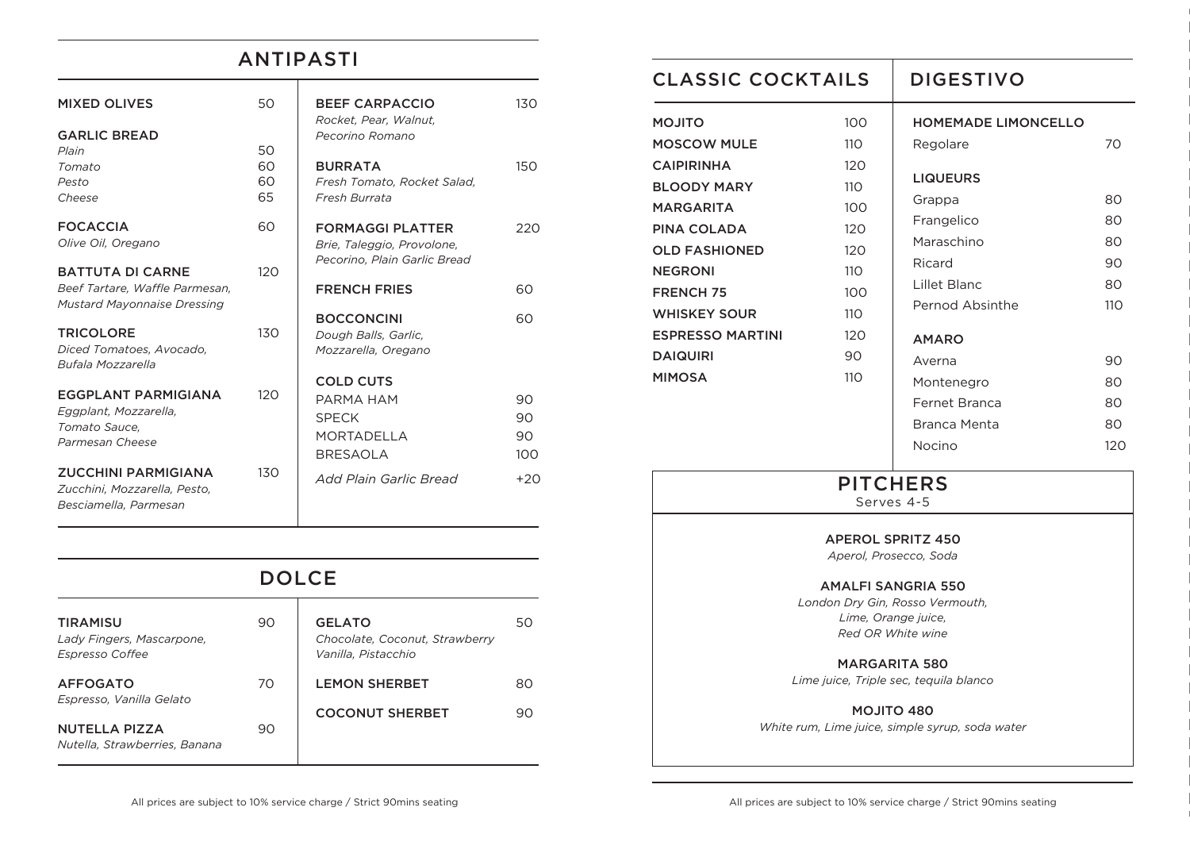## ANTIPASTI

**MIXED OLIVES** 50

**GARLIC BREAD**
- *Plain* 50
- *Tomato* 60
- *Pesto* 60
- *Cheese* 65

**FOCACCIA** 60
*Olive Oil, Oregano*

**BATTUTA DI CARNE** 120
*Beef Tartare, Waffle Parmesan, Mustard Mayonnaise Dressing*

**TRICOLORE** 130
*Diced Tomatoes, Avocado, Bufala Mozzarella*

**EGGPLANT PARMIGIANA** 120
*Eggplant, Mozzarella, Tomato Sauce, Parmesan Cheese*

**ZUCCHINI PARMIGIANA** 130
*Zucchini, Mozzarella, Pesto, Besciamella, Parmesan*

**BEEF CARPACCIO** 130
*Rocket, Pear, Walnut, Pecorino Romano*

**BURRATA** 150
*Fresh Tomato, Rocket Salad, Fresh Burrata*

**FORMAGGI PLATTER** 220
*Brie, Taleggio, Provolone, Pecorino, Plain Garlic Bread*

**FRENCH FRIES** 60

**BOCCONCINI** 60
*Dough Balls, Garlic, Mozzarella, Oregano*

**COLD CUTS**
- PARMA HAM 90
- SPECK 90
- MORTADELLA 90
- BRESAOLA 100

*Add Plain Garlic Bread* +20

## DOLCE

**TIRAMISU** 90
*Lady Fingers, Mascarpone, Espresso Coffee*

**AFFOGATO** 70
*Espresso, Vanilla Gelato*

**NUTELLA PIZZA** 90
*Nutella, Strawberries, Banana*

**GELATO** 50
*Chocolate, Coconut, Strawberry Vanilla, Pistacchio*

**LEMON SHERBET** 80

**COCONUT SHERBET** 90

All prices are subject to 10% service charge / Strict 90mins seating

## CLASSIC COCKTAILS

| Cocktail | Price |
|---|---|
| MOJITO | 100 |
| MOSCOW MULE | 110 |
| CAIPIRINHA | 120 |
| BLOODY MARY | 110 |
| MARGARITA | 100 |
| PINA COLADA | 120 |
| OLD FASHIONED | 120 |
| NEGRONI | 110 |
| FRENCH 75 | 100 |
| WHISKEY SOUR | 110 |
| ESPRESSO MARTINI | 120 |
| DAIQUIRI | 90 |
| MIMOSA | 110 |

## DIGESTIVO

**HOMEMADE LIMONCELLO**
- Regolare 70

**LIQUEURS**
- Grappa 80
- Frangelico 80
- Maraschino 80
- Ricard 90
- Lillet Blanc 80
- Pernod Absinthe 110

**AMARO**
- Averna 90
- Montenegro 80
- Fernet Branca 80
- Branca Menta 80
- Nocino 120

## PITCHERS

Serves 4-5

**APEROL SPRITZ 450**
*Aperol, Prosecco, Soda*

**AMALFI SANGRIA 550**
*London Dry Gin, Rosso Vermouth, Lime, Orange juice, Red OR White wine*

**MARGARITA 580**
*Lime juice, Triple sec, tequila blanco*

**MOJITO 480**
*White rum, Lime juice, simple syrup, soda water*

All prices are subject to 10% service charge / Strict 90mins seating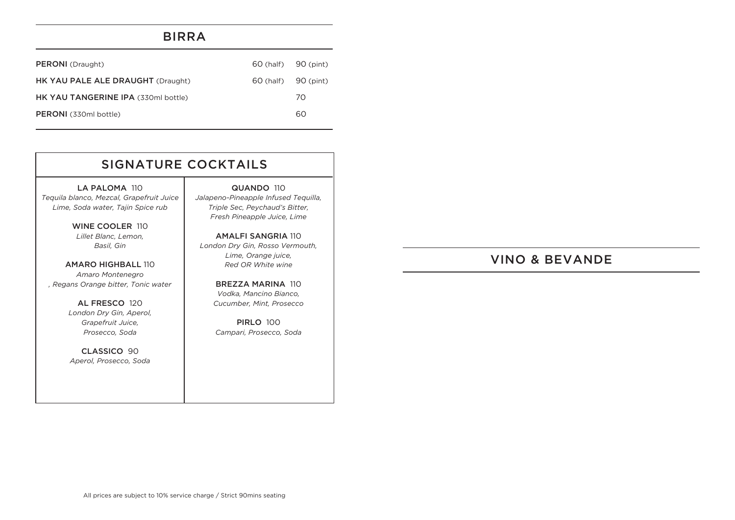## BIRRA

| | | |
|---|---|---|
| **PERONI** (Draught) | 60 (half) | 90 (pint) |
| **HK YAU PALE ALE DRAUGHT** (Draught) | 60 (half) | 90 (pint) |
| **HK YAU TANGERINE IPA** (330ml bottle) | | 70 |
| **PERONI** (330ml bottle) | | 60 |

## SIGNATURE COCKTAILS

**LA PALOMA** 110
*Tequila blanco, Mezcal, Grapefruit Juice Lime, Soda water, Tajin Spice rub*

**WINE COOLER** 110
*Lillet Blanc, Lemon, Basil, Gin*

**AMARO HIGHBALL** 110
*Amaro Montenegro , Regans Orange bitter, Tonic water*

**AL FRESCO** 120
*London Dry Gin, Aperol, Grapefruit Juice, Prosecco, Soda*

**CLASSICO** 90
*Aperol, Prosecco, Soda*

**QUANDO** 110
*Jalapeno-Pineapple Infused Tequilla, Triple Sec, Peychaud's Bitter, Fresh Pineapple Juice, Lime*

**AMALFI SANGRIA** 110
*London Dry Gin, Rosso Vermouth, Lime, Orange juice, Red OR White wine*

**BREZZA MARINA** 110
*Vodka, Mancino Bianco, Cucumber, Mint, Prosecco*

**PIRLO** 100
*Campari, Prosecco, Soda*

All prices are subject to 10% service charge / Strict 90mins seating

## VINO & BEVANDE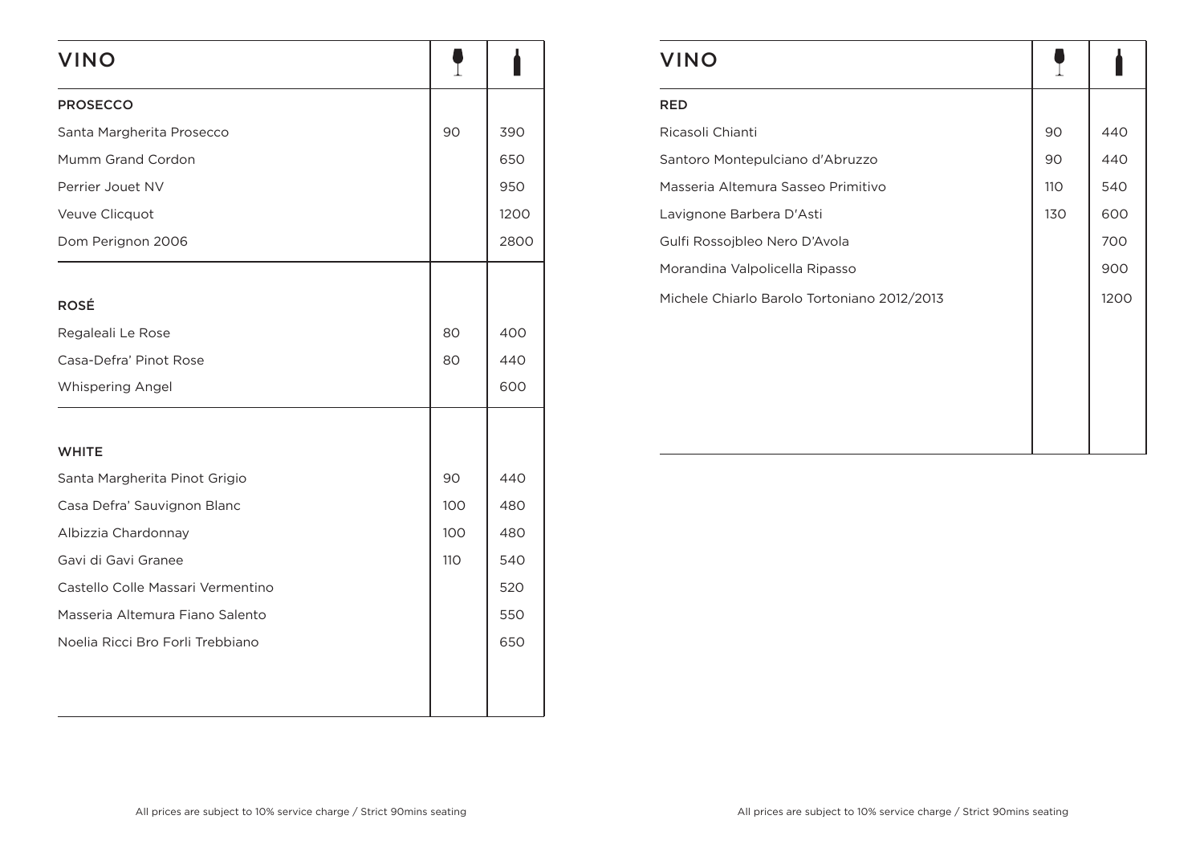# VINO

| VINO | Glass | Bottle |
|---|---|---|
| **PROSECCO** | | |
| Santa Margherita Prosecco | 90 | 390 |
| Mumm Grand Cordon | | 650 |
| Perrier Jouet NV | | 950 |
| Veuve Clicquot | | 1200 |
| Dom Perignon 2006 | | 2800 |
| **ROSÉ** | | |
| Regaleali Le Rose | 80 | 400 |
| Casa-Defra' Pinot Rose | 80 | 440 |
| Whispering Angel | | 600 |
| **WHITE** | | |
| Santa Margherita Pinot Grigio | 90 | 440 |
| Casa Defra' Sauvignon Blanc | 100 | 480 |
| Albizzia Chardonnay | 100 | 480 |
| Gavi di Gavi Granee | 110 | 540 |
| Castello Colle Massari Vermentino | | 520 |
| Masseria Altemura Fiano Salento | | 550 |
| Noelia Ricci Bro Forli Trebbiano | | 650 |

All prices are subject to 10% service charge / Strict 90mins seating

# VINO

| VINO | Glass | Bottle |
|---|---|---|
| **RED** | | |
| Ricasoli Chianti | 90 | 440 |
| Santoro Montepulciano d'Abruzzo | 90 | 440 |
| Masseria Altemura Sasseo Primitivo | 110 | 540 |
| Lavignone Barbera D'Asti | 130 | 600 |
| Gulfi Rossojbleo Nero D'Avola | | 700 |
| Morandina Valpolicella Ripasso | | 900 |
| Michele Chiarlo Barolo Tortoniano 2012/2013 | | 1200 |

All prices are subject to 10% service charge / Strict 90mins seating